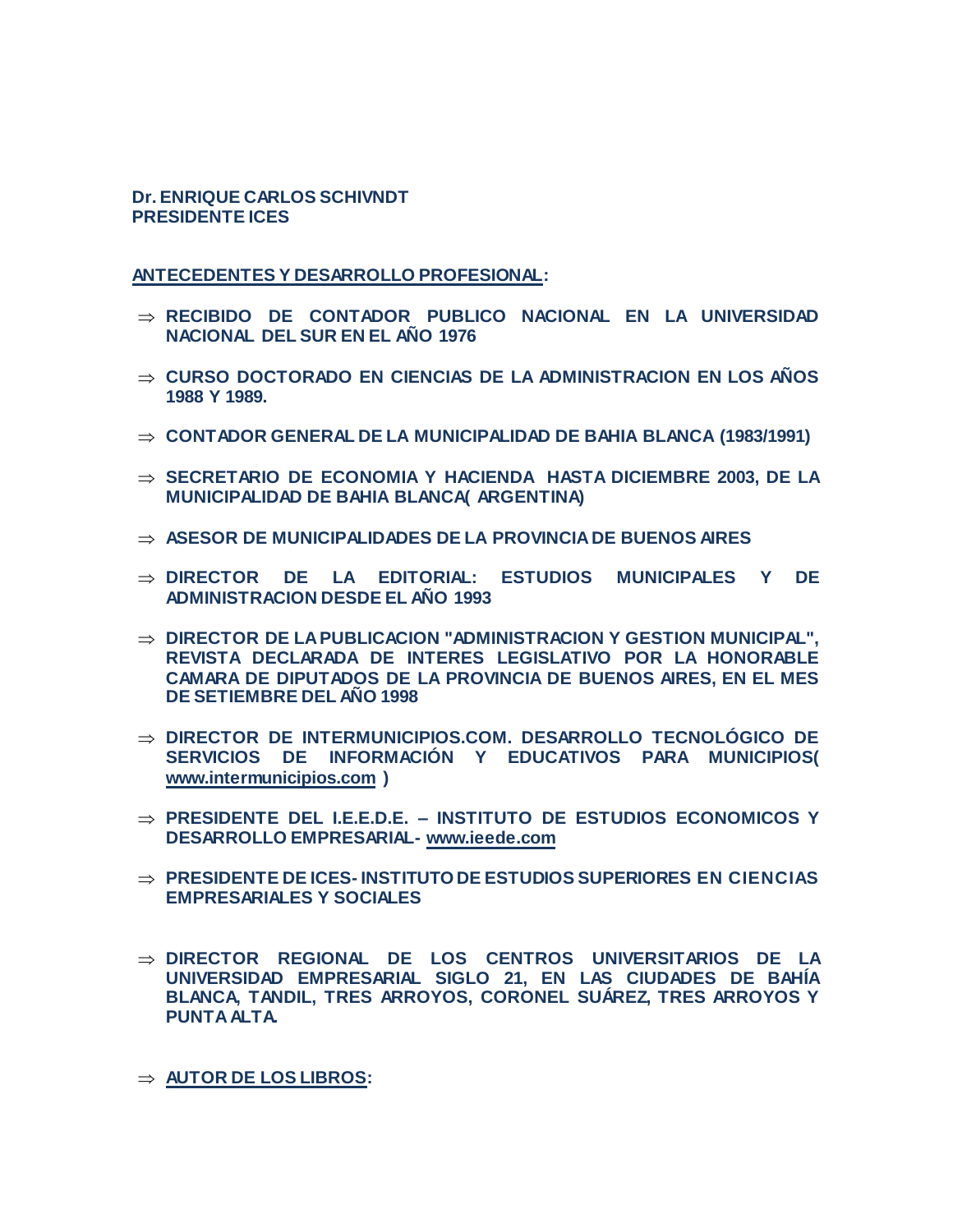**Dr. ENRIQUE CARLOS SCHIVNDT**
**PRESIDENTE ICES**

**ANTECEDENTES Y DESARROLLO PROFESIONAL:**

- ⇒ **RECIBIDO DE CONTADOR PUBLICO NACIONAL EN LA UNIVERSIDAD NACIONAL DEL SUR EN EL AÑO 1976**

- ⇒ **CURSO DOCTORADO EN CIENCIAS DE LA ADMINISTRACION EN LOS AÑOS 1988 Y 1989.**

- ⇒ **CONTADOR GENERAL DE LA MUNICIPALIDAD DE BAHIA BLANCA (1983/1991)**

- ⇒ **SECRETARIO DE ECONOMIA Y HACIENDA HASTA DICIEMBRE 2003, DE LA MUNICIPALIDAD DE BAHIA BLANCA( ARGENTINA)**

- ⇒ **ASESOR DE MUNICIPALIDADES DE LA PROVINCIA DE BUENOS AIRES**

- ⇒ **DIRECTOR DE LA EDITORIAL: ESTUDIOS MUNICIPALES Y DE ADMINISTRACION DESDE EL AÑO 1993**

- ⇒ **DIRECTOR DE LA PUBLICACION "ADMINISTRACION Y GESTION MUNICIPAL", REVISTA DECLARADA DE INTERES LEGISLATIVO POR LA HONORABLE CAMARA DE DIPUTADOS DE LA PROVINCIA DE BUENOS AIRES, EN EL MES DE SETIEMBRE DEL AÑO 1998**

- ⇒ **DIRECTOR DE INTERMUNICIPIOS.COM. DESARROLLO TECNOLÓGICO DE SERVICIOS DE INFORMACIÓN Y EDUCATIVOS PARA MUNICIPIOS( www.intermunicipios.com )**

- ⇒ **PRESIDENTE DEL I.E.E.D.E. – INSTITUTO DE ESTUDIOS ECONOMICOS Y DESARROLLO EMPRESARIAL- www.ieede.com**

- ⇒ **PRESIDENTE DE ICES- INSTITUTO DE ESTUDIOS SUPERIORES EN CIENCIAS EMPRESARIALES Y SOCIALES**

- ⇒ **DIRECTOR REGIONAL DE LOS CENTROS UNIVERSITARIOS DE LA UNIVERSIDAD EMPRESARIAL SIGLO 21, EN LAS CIUDADES DE BAHÍA BLANCA, TANDIL, TRES ARROYOS, CORONEL SUÁREZ, TRES ARROYOS Y PUNTA ALTA.**

- ⇒ **AUTOR DE LOS LIBROS:**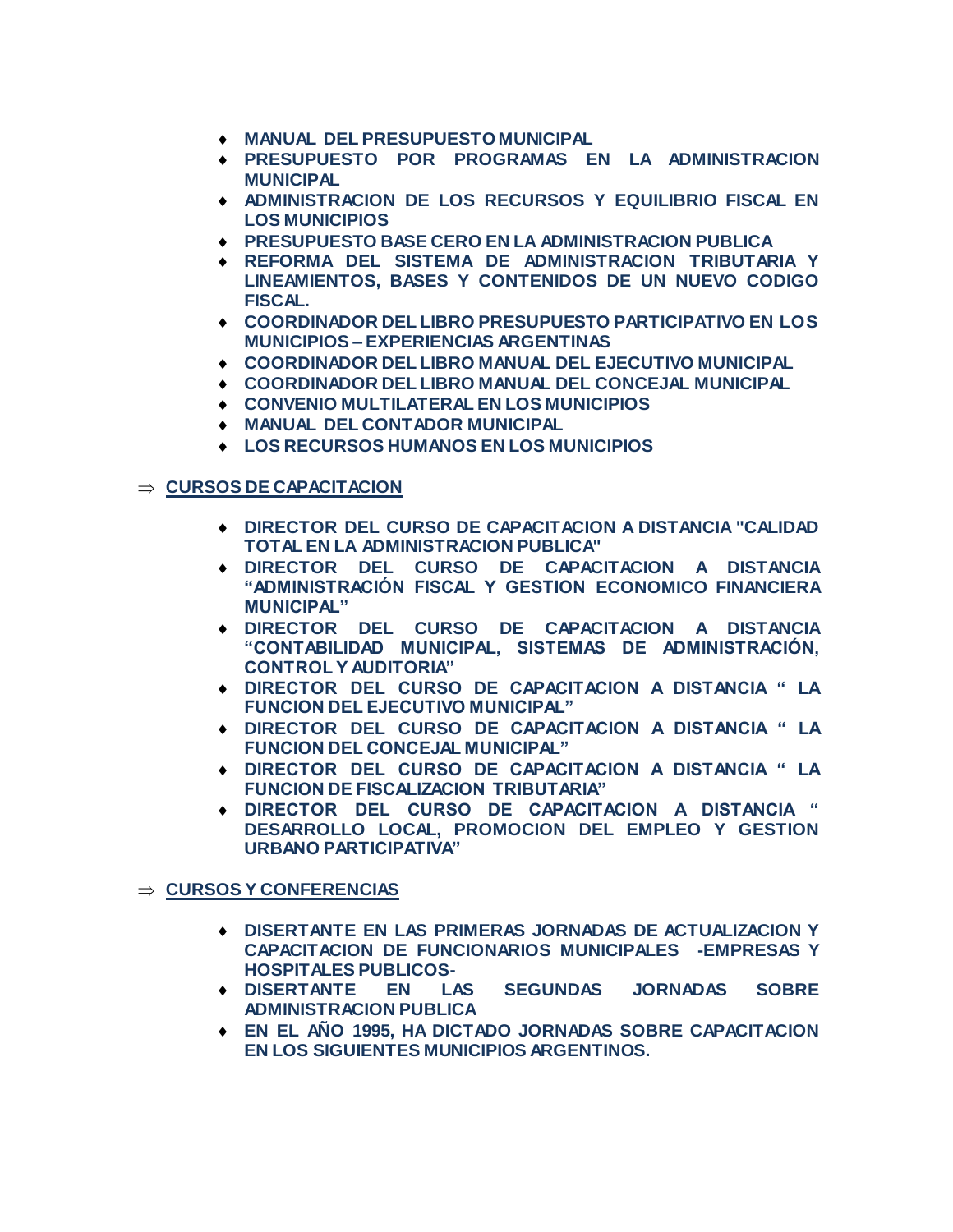- **MANUAL DEL PRESUPUESTO MUNICIPAL**
- **PRESUPUESTO POR PROGRAMAS EN LA ADMINISTRACION MUNICIPAL**
- **ADMINISTRACION DE LOS RECURSOS Y EQUILIBRIO FISCAL EN LOS MUNICIPIOS**
- **PRESUPUESTO BASE CERO EN LA ADMINISTRACION PUBLICA**
- **REFORMA DEL SISTEMA DE ADMINISTRACION TRIBUTARIA Y LINEAMIENTOS, BASES Y CONTENIDOS DE UN NUEVO CODIGO FISCAL.**
- **COORDINADOR DEL LIBRO PRESUPUESTO PARTICIPATIVO EN LOS MUNICIPIOS – EXPERIENCIAS ARGENTINAS**
- **COORDINADOR DEL LIBRO MANUAL DEL EJECUTIVO MUNICIPAL**
- **COORDINADOR DEL LIBRO MANUAL DEL CONCEJAL MUNICIPAL**
- **CONVENIO MULTILATERAL EN LOS MUNICIPIOS**
- **MANUAL DEL CONTADOR MUNICIPAL**
- **LOS RECURSOS HUMANOS EN LOS MUNICIPIOS**

⇒ **CURSOS DE CAPACITACION**

- **DIRECTOR DEL CURSO DE CAPACITACION A DISTANCIA "CALIDAD TOTAL EN LA ADMINISTRACION PUBLICA"**
- **DIRECTOR DEL CURSO DE CAPACITACION A DISTANCIA "ADMINISTRACIÓN FISCAL Y GESTION ECONOMICO FINANCIERA MUNICIPAL"**
- **DIRECTOR DEL CURSO DE CAPACITACION A DISTANCIA "CONTABILIDAD MUNICIPAL, SISTEMAS DE ADMINISTRACIÓN, CONTROL Y AUDITORIA"**
- **DIRECTOR DEL CURSO DE CAPACITACION A DISTANCIA " LA FUNCION DEL EJECUTIVO MUNICIPAL"**
- **DIRECTOR DEL CURSO DE CAPACITACION A DISTANCIA " LA FUNCION DEL CONCEJAL MUNICIPAL"**
- **DIRECTOR DEL CURSO DE CAPACITACION A DISTANCIA " LA FUNCION DE FISCALIZACION TRIBUTARIA"**
- **DIRECTOR DEL CURSO DE CAPACITACION A DISTANCIA " DESARROLLO LOCAL, PROMOCION DEL EMPLEO Y GESTION URBANO PARTICIPATIVA"**

⇒ **CURSOS Y CONFERENCIAS**

- **DISERTANTE EN LAS PRIMERAS JORNADAS DE ACTUALIZACION Y CAPACITACION DE FUNCIONARIOS MUNICIPALES -EMPRESAS Y HOSPITALES PUBLICOS-**
- **DISERTANTE EN LAS SEGUNDAS JORNADAS SOBRE ADMINISTRACION PUBLICA**
- **EN EL AÑO 1995, HA DICTADO JORNADAS SOBRE CAPACITACION EN LOS SIGUIENTES MUNICIPIOS ARGENTINOS.**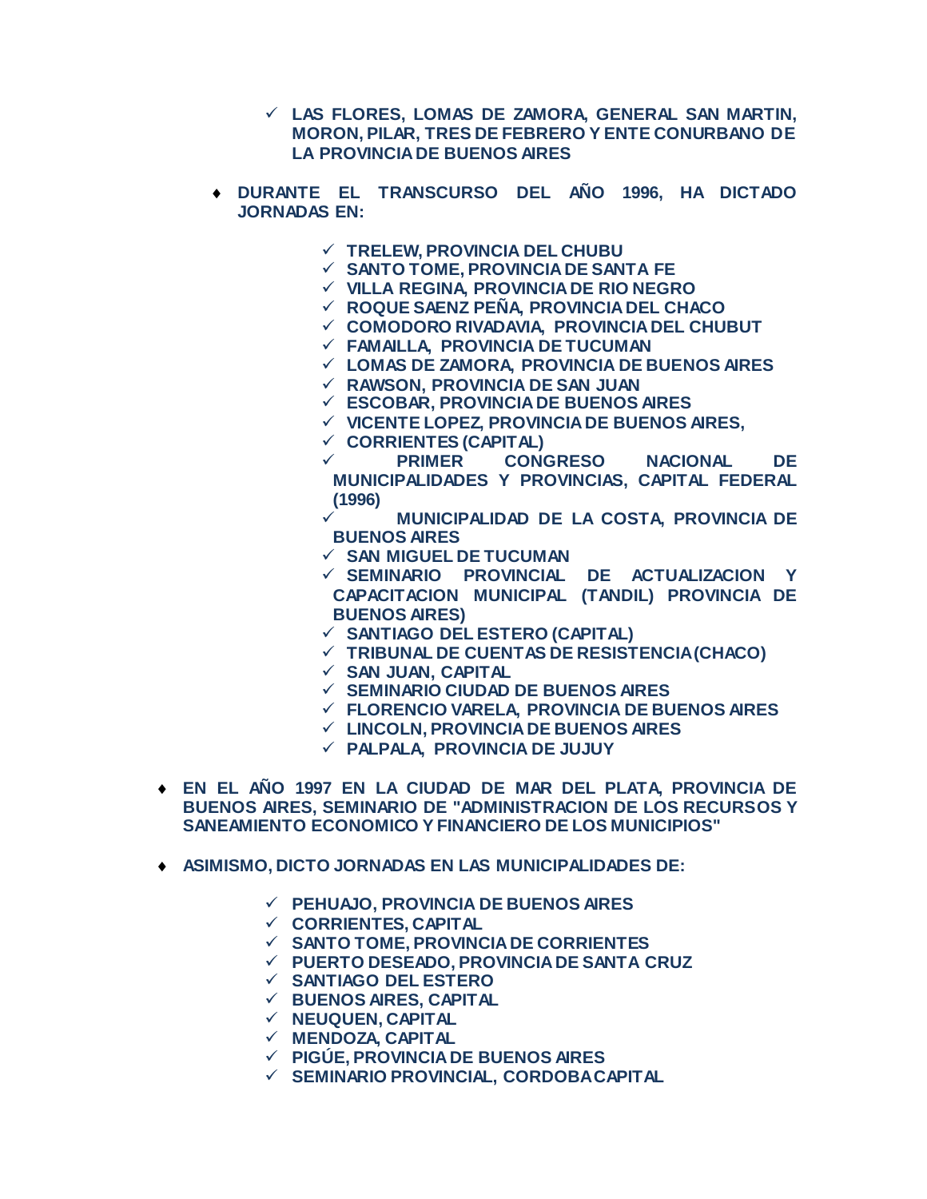- ✓ LAS FLORES, LOMAS DE ZAMORA, GENERAL SAN MARTIN, MORON, PILAR, TRES DE FEBRERO Y ENTE CONURBANO DE LA PROVINCIA DE BUENOS AIRES

- ♦ **DURANTE EL TRANSCURSO DEL AÑO 1996, HA DICTADO JORNADAS EN:**
  - ✓ TRELEW, PROVINCIA DEL CHUBU
  - ✓ SANTO TOME, PROVINCIA DE SANTA FE
  - ✓ VILLA REGINA, PROVINCIA DE RIO NEGRO
  - ✓ ROQUE SAENZ PEÑA, PROVINCIA DEL CHACO
  - ✓ COMODORO RIVADAVIA, PROVINCIA DEL CHUBUT
  - ✓ FAMAILLA, PROVINCIA DE TUCUMAN
  - ✓ LOMAS DE ZAMORA, PROVINCIA DE BUENOS AIRES
  - ✓ RAWSON, PROVINCIA DE SAN JUAN
  - ✓ ESCOBAR, PROVINCIA DE BUENOS AIRES
  - ✓ VICENTE LOPEZ, PROVINCIA DE BUENOS AIRES,
  - ✓ CORRIENTES (CAPITAL)
  - ✓ PRIMER CONGRESO NACIONAL DE MUNICIPALIDADES Y PROVINCIAS, CAPITAL FEDERAL (1996)
  - ✓ MUNICIPALIDAD DE LA COSTA, PROVINCIA DE BUENOS AIRES
  - ✓ SAN MIGUEL DE TUCUMAN
  - ✓ SEMINARIO PROVINCIAL DE ACTUALIZACION Y CAPACITACION MUNICIPAL (TANDIL) PROVINCIA DE BUENOS AIRES)
  - ✓ SANTIAGO DEL ESTERO (CAPITAL)
  - ✓ TRIBUNAL DE CUENTAS DE RESISTENCIA (CHACO)
  - ✓ SAN JUAN, CAPITAL
  - ✓ SEMINARIO CIUDAD DE BUENOS AIRES
  - ✓ FLORENCIO VARELA, PROVINCIA DE BUENOS AIRES
  - ✓ LINCOLN, PROVINCIA DE BUENOS AIRES
  - ✓ PALPALA, PROVINCIA DE JUJUY

- ♦ **EN EL AÑO 1997 EN LA CIUDAD DE MAR DEL PLATA, PROVINCIA DE BUENOS AIRES, SEMINARIO DE "ADMINISTRACION DE LOS RECURSOS Y SANEAMIENTO ECONOMICO Y FINANCIERO DE LOS MUNICIPIOS"**

- ♦ **ASIMISMO, DICTO JORNADAS EN LAS MUNICIPALIDADES DE:**
  - ✓ PEHUAJO, PROVINCIA DE BUENOS AIRES
  - ✓ CORRIENTES, CAPITAL
  - ✓ SANTO TOME, PROVINCIA DE CORRIENTES
  - ✓ PUERTO DESEADO, PROVINCIA DE SANTA CRUZ
  - ✓ SANTIAGO DEL ESTERO
  - ✓ BUENOS AIRES, CAPITAL
  - ✓ NEUQUEN, CAPITAL
  - ✓ MENDOZA, CAPITAL
  - ✓ PIGÚE, PROVINCIA DE BUENOS AIRES
  - ✓ SEMINARIO PROVINCIAL, CORDOBA CAPITAL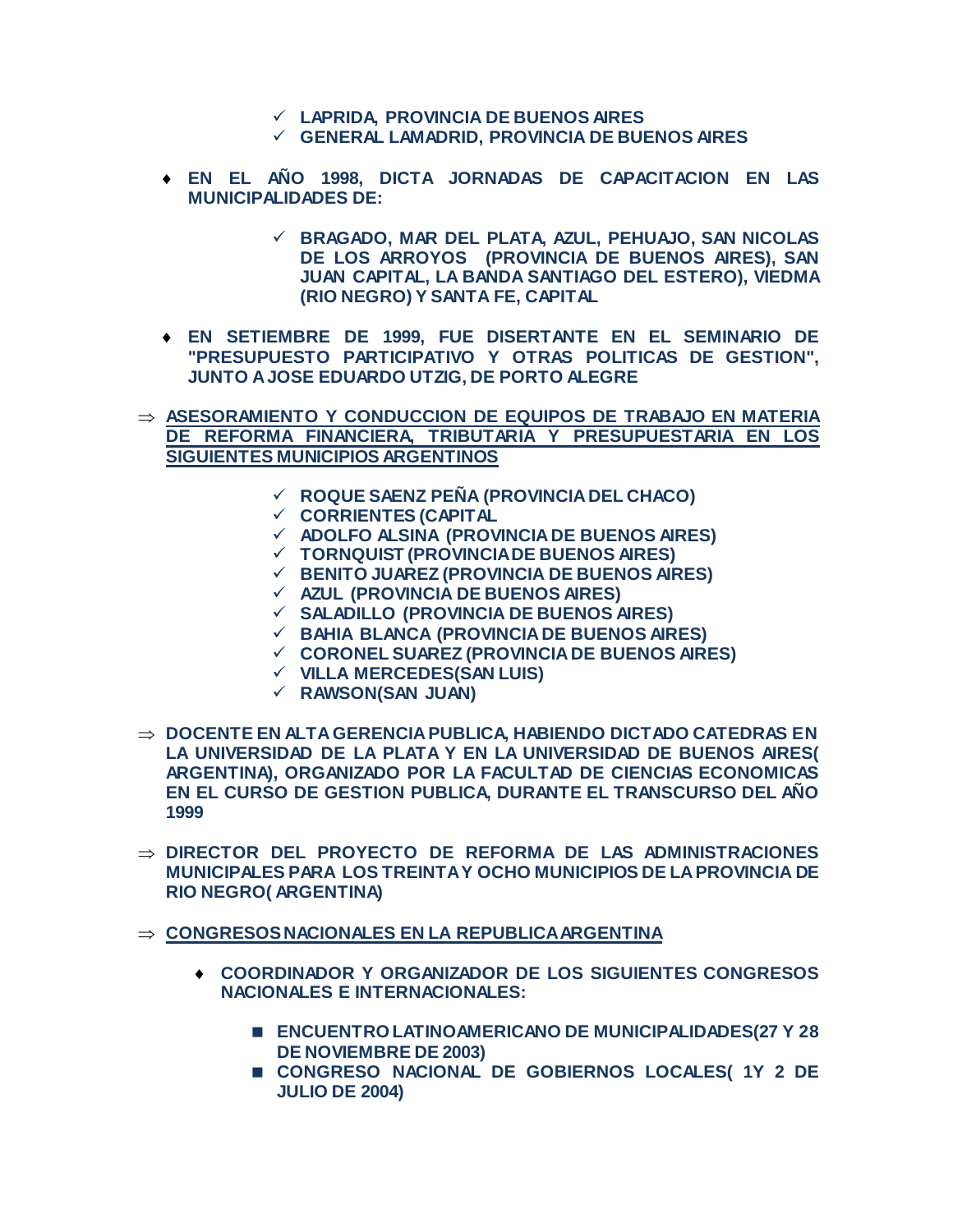- ✓ **LAPRIDA, PROVINCIA DE BUENOS AIRES**
- ✓ **GENERAL LAMADRID, PROVINCIA DE BUENOS AIRES**

- ♦ **EN EL AÑO 1998, DICTA JORNADAS DE CAPACITACION EN LAS MUNICIPALIDADES DE:**

  - ✓ **BRAGADO, MAR DEL PLATA, AZUL, PEHUAJO, SAN NICOLAS DE LOS ARROYOS (PROVINCIA DE BUENOS AIRES), SAN JUAN CAPITAL, LA BANDA SANTIAGO DEL ESTERO), VIEDMA (RIO NEGRO) Y SANTA FE, CAPITAL**

- ♦ **EN SETIEMBRE DE 1999, FUE DISERTANTE EN EL SEMINARIO DE "PRESUPUESTO PARTICIPATIVO Y OTRAS POLITICAS DE GESTION", JUNTO A JOSE EDUARDO UTZIG, DE PORTO ALEGRE**

⇒ **<u>ASESORAMIENTO Y CONDUCCION DE EQUIPOS DE TRABAJO EN MATERIA DE REFORMA FINANCIERA, TRIBUTARIA Y PRESUPUESTARIA EN LOS SIGUIENTES MUNICIPIOS ARGENTINOS</u>**

- ✓ **ROQUE SAENZ PEÑA (PROVINCIA DEL CHACO)**
- ✓ **CORRIENTES (CAPITAL**
- ✓ **ADOLFO ALSINA (PROVINCIA DE BUENOS AIRES)**
- ✓ **TORNQUIST (PROVINCIA DE BUENOS AIRES)**
- ✓ **BENITO JUAREZ (PROVINCIA DE BUENOS AIRES)**
- ✓ **AZUL (PROVINCIA DE BUENOS AIRES)**
- ✓ **SALADILLO (PROVINCIA DE BUENOS AIRES)**
- ✓ **BAHIA BLANCA (PROVINCIA DE BUENOS AIRES)**
- ✓ **CORONEL SUAREZ (PROVINCIA DE BUENOS AIRES)**
- ✓ **VILLA MERCEDES(SAN LUIS)**
- ✓ **RAWSON(SAN JUAN)**

⇒ **DOCENTE EN ALTA GERENCIA PUBLICA, HABIENDO DICTADO CATEDRAS EN LA UNIVERSIDAD DE LA PLATA Y EN LA UNIVERSIDAD DE BUENOS AIRES( ARGENTINA), ORGANIZADO POR LA FACULTAD DE CIENCIAS ECONOMICAS EN EL CURSO DE GESTION PUBLICA, DURANTE EL TRANSCURSO DEL AÑO 1999**

⇒ **DIRECTOR DEL PROYECTO DE REFORMA DE LAS ADMINISTRACIONES MUNICIPALES PARA LOS TREINTA Y OCHO MUNICIPIOS DE LA PROVINCIA DE RIO NEGRO( ARGENTINA)**

⇒ **<u>CONGRESOS NACIONALES EN LA REPUBLICA ARGENTINA</u>**

- ♦ **COORDINADOR Y ORGANIZADOR DE LOS SIGUIENTES CONGRESOS NACIONALES E INTERNACIONALES:**

  - ■ **ENCUENTRO LATINOAMERICANO DE MUNICIPALIDADES(27 Y 28 DE NOVIEMBRE DE 2003)**
  - ■ **CONGRESO NACIONAL DE GOBIERNOS LOCALES( 1Y 2 DE JULIO DE 2004)**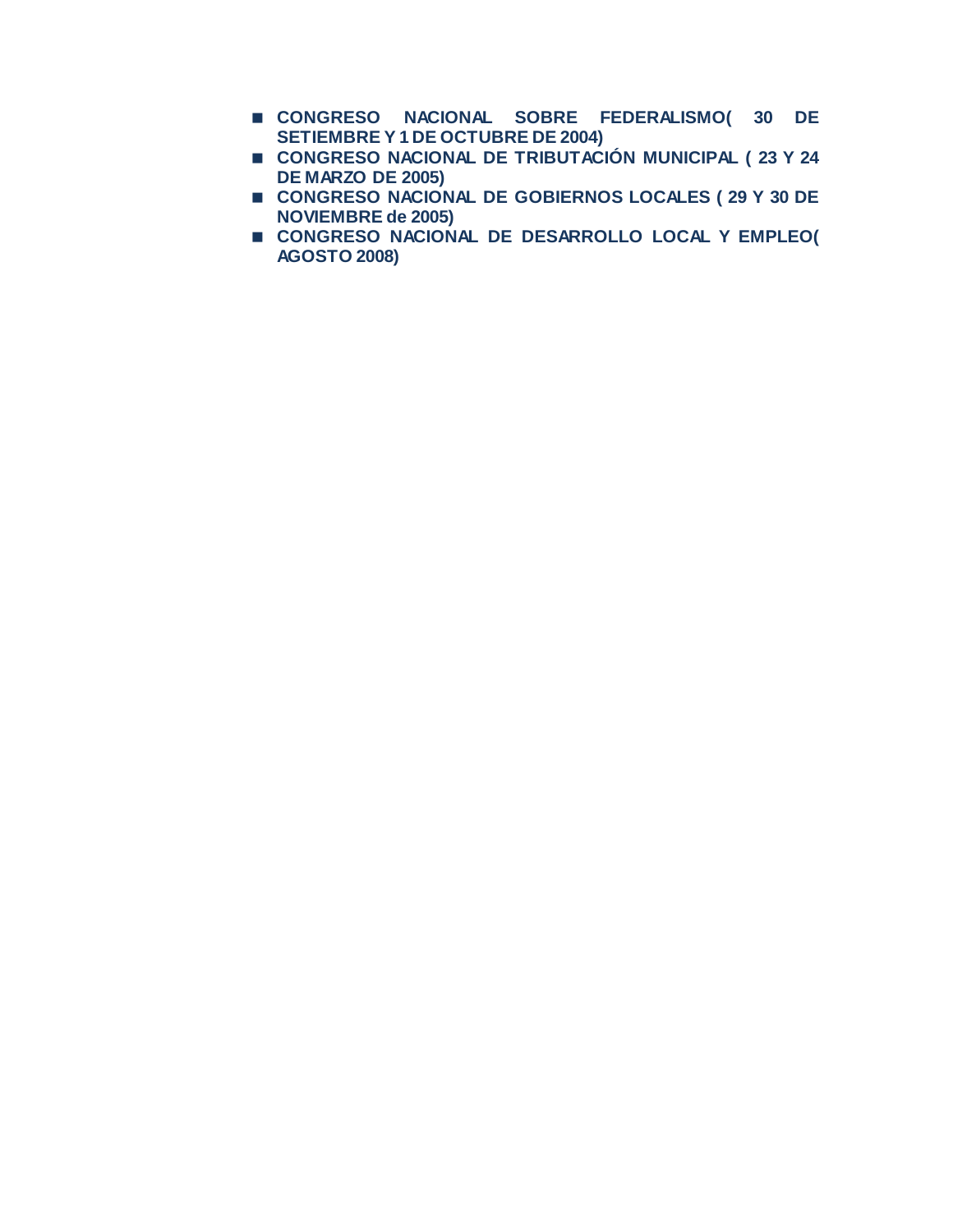- **CONGRESO NACIONAL SOBRE FEDERALISMO( 30 DE SETIEMBRE Y 1 DE OCTUBRE DE 2004)**
- **CONGRESO NACIONAL DE TRIBUTACIÓN MUNICIPAL ( 23 Y 24 DE MARZO DE 2005)**
- **CONGRESO NACIONAL DE GOBIERNOS LOCALES ( 29 Y 30 DE NOVIEMBRE de 2005)**
- **CONGRESO NACIONAL DE DESARROLLO LOCAL Y EMPLEO( AGOSTO 2008)**